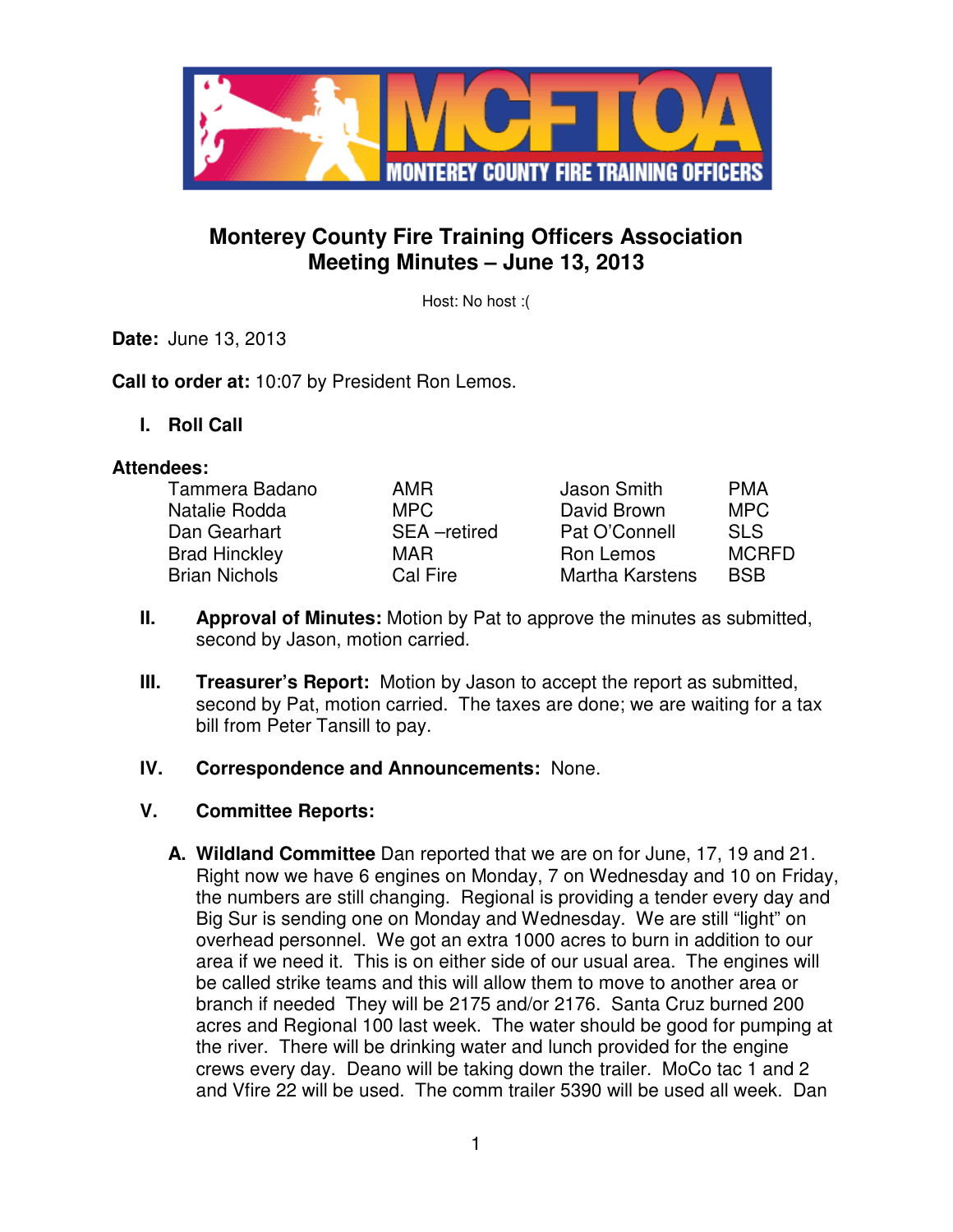# Monterey County Fire Training Officers Association
## Meeting Minutes – June 13, 2013

Host: No host :(

**Date:** June 13, 2013

**Call to order at:** 10:07 by President Ron Lemos.

I. **Roll Call**

**Attendees:**

| | | | |
|---|---|---|---|
| Tammera Badano | AMR | Jason Smith | PMA |
| Natalie Rodda | MPC | David Brown | MPC |
| Dan Gearhart | SEA –retired | Pat O'Connell | SLS |
| Brad Hinckley | MAR | Ron Lemos | MCRFD |
| Brian Nichols | Cal Fire | Martha Karstens | BSB |

II. **Approval of Minutes:** Motion by Pat to approve the minutes as submitted, second by Jason, motion carried.

III. **Treasurer's Report:** Motion by Jason to accept the report as submitted, second by Pat, motion carried. The taxes are done; we are waiting for a tax bill from Peter Tansill to pay.

IV. **Correspondence and Announcements:** None.

V. **Committee Reports:**

A. **Wildland Committee** Dan reported that we are on for June, 17, 19 and 21. Right now we have 6 engines on Monday, 7 on Wednesday and 10 on Friday, the numbers are still changing. Regional is providing a tender every day and Big Sur is sending one on Monday and Wednesday. We are still "light" on overhead personnel. We got an extra 1000 acres to burn in addition to our area if we need it. This is on either side of our usual area. The engines will be called strike teams and this will allow them to move to another area or branch if needed They will be 2175 and/or 2176. Santa Cruz burned 200 acres and Regional 100 last week. The water should be good for pumping at the river. There will be drinking water and lunch provided for the engine crews every day. Deano will be taking down the trailer. MoCo tac 1 and 2 and Vfire 22 will be used. The comm trailer 5390 will be used all week. Dan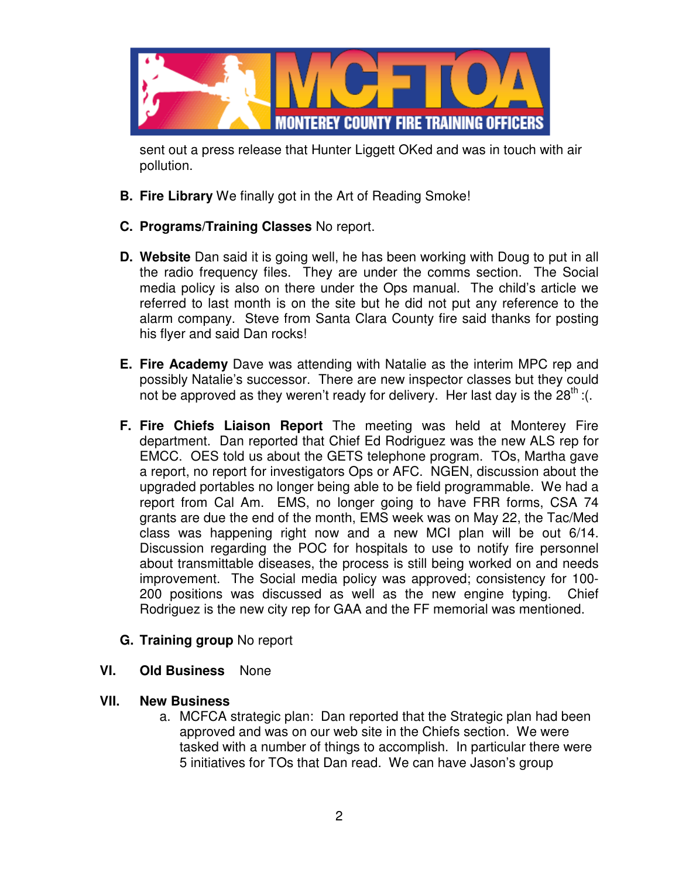sent out a press release that Hunter Liggett OKed and was in touch with air pollution.

**B. Fire Library** We finally got in the Art of Reading Smoke!

**C. Programs/Training Classes** No report.

**D. Website** Dan said it is going well, he has been working with Doug to put in all the radio frequency files. They are under the comms section. The Social media policy is also on there under the Ops manual. The child's article we referred to last month is on the site but he did not put any reference to the alarm company. Steve from Santa Clara County fire said thanks for posting his flyer and said Dan rocks!

**E. Fire Academy** Dave was attending with Natalie as the interim MPC rep and possibly Natalie's successor. There are new inspector classes but they could not be approved as they weren't ready for delivery. Her last day is the 28th :(.

**F. Fire Chiefs Liaison Report** The meeting was held at Monterey Fire department. Dan reported that Chief Ed Rodriguez was the new ALS rep for EMCC. OES told us about the GETS telephone program. TOs, Martha gave a report, no report for investigators Ops or AFC. NGEN, discussion about the upgraded portables no longer being able to be field programmable. We had a report from Cal Am. EMS, no longer going to have FRR forms, CSA 74 grants are due the end of the month, EMS week was on May 22, the Tac/Med class was happening right now and a new MCI plan will be out 6/14. Discussion regarding the POC for hospitals to use to notify fire personnel about transmittable diseases, the process is still being worked on and needs improvement. The Social media policy was approved; consistency for 100-200 positions was discussed as well as the new engine typing. Chief Rodriguez is the new city rep for GAA and the FF memorial was mentioned.

**G. Training group** No report

**VI. Old Business** None

**VII. New Business**

a. MCFCA strategic plan: Dan reported that the Strategic plan had been approved and was on our web site in the Chiefs section. We were tasked with a number of things to accomplish. In particular there were 5 initiatives for TOs that Dan read. We can have Jason's group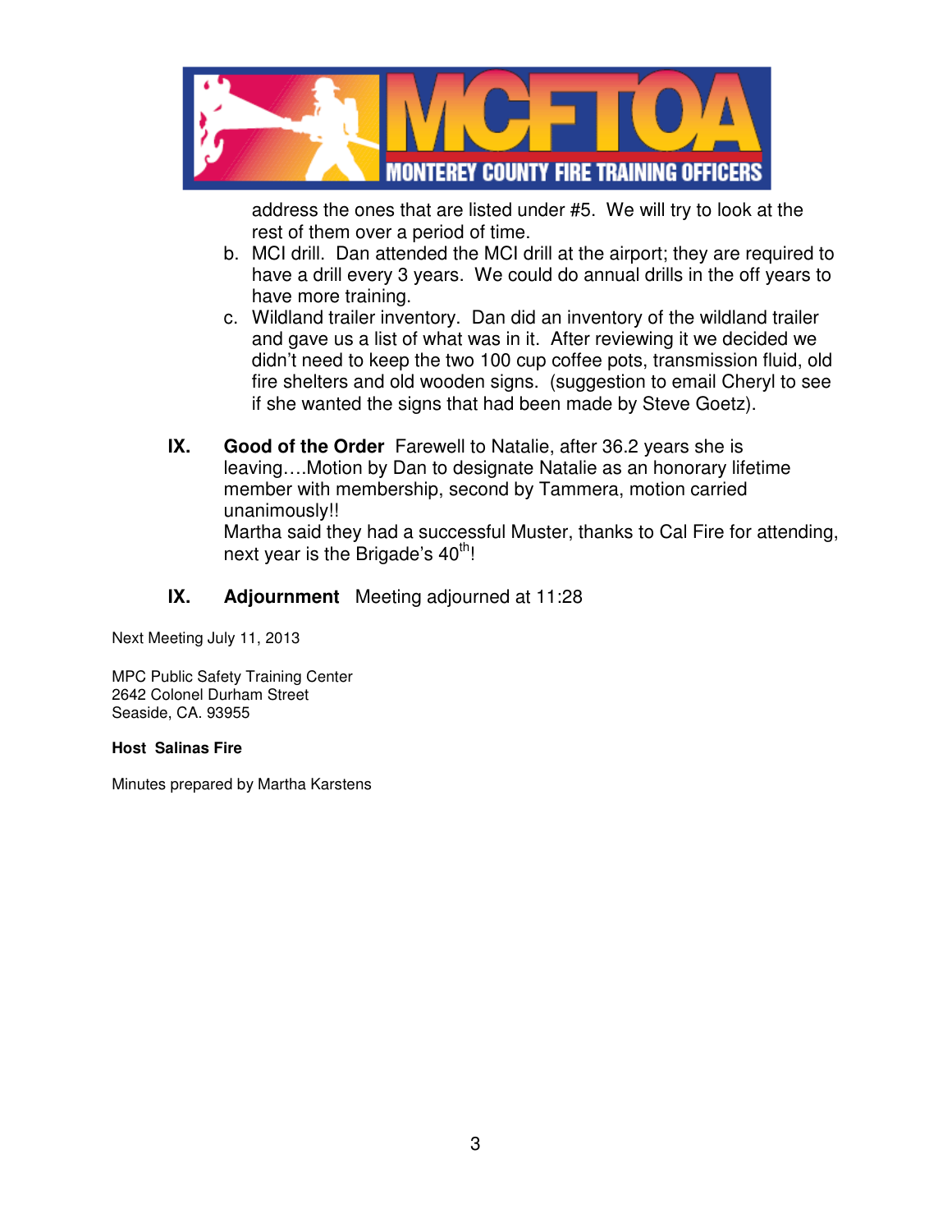address the ones that are listed under #5. We will try to look at the rest of them over a period of time.

b. MCI drill. Dan attended the MCI drill at the airport; they are required to have a drill every 3 years. We could do annual drills in the off years to have more training.

c. Wildland trailer inventory. Dan did an inventory of the wildland trailer and gave us a list of what was in it. After reviewing it we decided we didn't need to keep the two 100 cup coffee pots, transmission fluid, old fire shelters and old wooden signs. (suggestion to email Cheryl to see if she wanted the signs that had been made by Steve Goetz).

**IX. Good of the Order** Farewell to Natalie, after 36.2 years she is leaving….Motion by Dan to designate Natalie as an honorary lifetime member with membership, second by Tammera, motion carried unanimously!!

Martha said they had a successful Muster, thanks to Cal Fire for attending, next year is the Brigade's 40th!

**IX. Adjournment** Meeting adjourned at 11:28

Next Meeting July 11, 2013

MPC Public Safety Training Center
2642 Colonel Durham Street
Seaside, CA. 93955

**Host Salinas Fire**

Minutes prepared by Martha Karstens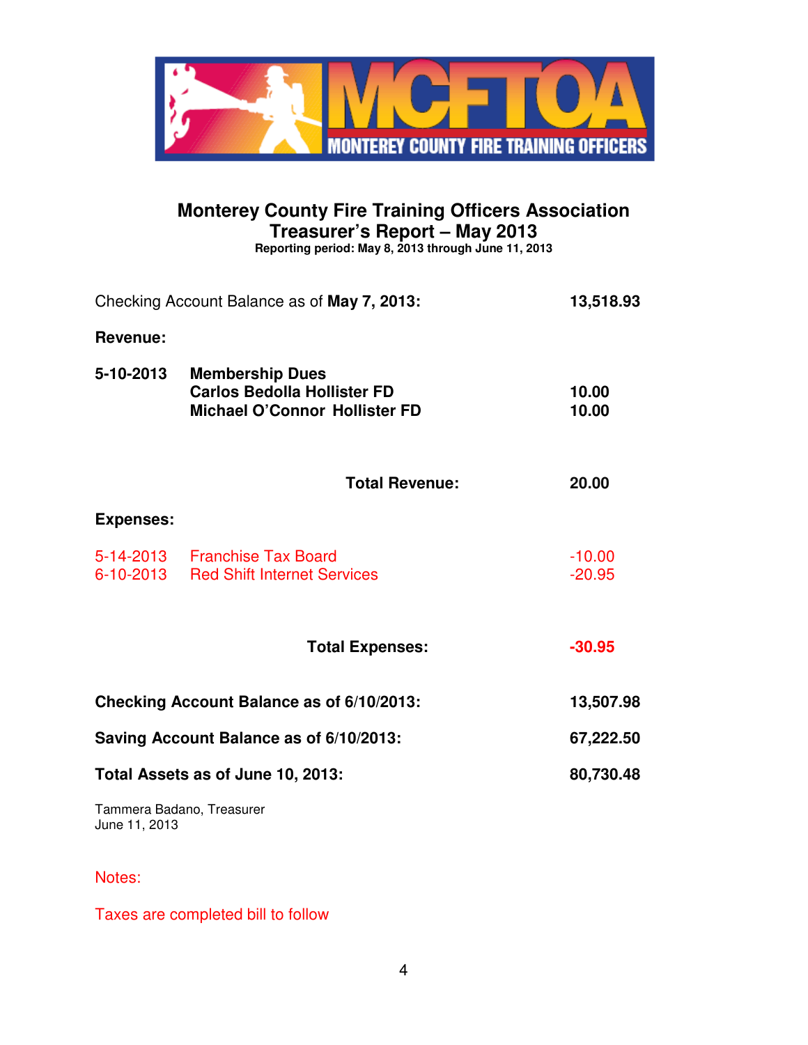# Monterey County Fire Training Officers Association

## Treasurer's Report – May 2013

**Reporting period: May 8, 2013 through June 11, 2013**

| | | |
|---|---|---|
| Checking Account Balance as of **May 7, 2013:** | | **13,518.93** |
| **Revenue:** | | |
| **5-10-2013** | **Membership Dues** | |
| | **Carlos Bedolla Hollister FD** | **10.00** |
| | **Michael O'Connor Hollister FD** | **10.00** |
| | **Total Revenue:** | **20.00** |
| **Expenses:** | | |
| 5-14-2013 | Franchise Tax Board | -10.00 |
| 6-10-2013 | Red Shift Internet Services | -20.95 |
| | **Total Expenses:** | **-30.95** |
| **Checking Account Balance as of 6/10/2013:** | | **13,507.98** |
| **Saving Account Balance as of 6/10/2013:** | | **67,222.50** |
| **Total Assets as of June 10, 2013:** | | **80,730.48** |

Tammera Badano, Treasurer
June 11, 2013

Notes:

Taxes are completed bill to follow